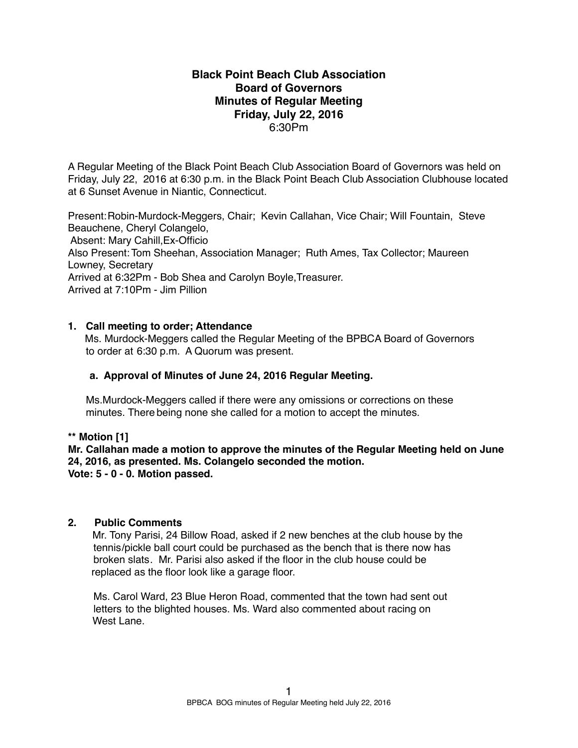# Black Point Beach Club Association
## Board of Governors
## Minutes of Regular Meeting
## Friday, July 22, 2016
6:30Pm

A Regular Meeting of the Black Point Beach Club Association Board of Governors was held on Friday, July 22, 2016 at 6:30 p.m. in the Black Point Beach Club Association Clubhouse located at 6 Sunset Avenue in Niantic, Connecticut.

Present: Robin-Murdock-Meggers, Chair; Kevin Callahan, Vice Chair; Will Fountain, Steve Beauchene, Cheryl Colangelo,
Absent: Mary Cahill, Ex-Officio
Also Present: Tom Sheehan, Association Manager; Ruth Ames, Tax Collector; Maureen Lowney, Secretary
Arrived at 6:32Pm - Bob Shea and Carolyn Boyle, Treasurer.
Arrived at 7:10Pm - Jim Pillion

**1. Call meeting to order; Attendance**

Ms. Murdock-Meggers called the Regular Meeting of the BPBCA Board of Governors to order at 6:30 p.m. A Quorum was present.

**a. Approval of Minutes of June 24, 2016 Regular Meeting.**

Ms.Murdock-Meggers called if there were any omissions or corrections on these minutes. There being none she called for a motion to accept the minutes.

**\*\* Motion [1]**
**Mr. Callahan made a motion to approve the minutes of the Regular Meeting held on June 24, 2016, as presented. Ms. Colangelo seconded the motion.**
**Vote: 5 - 0 - 0. Motion passed.**

**2. Public Comments**

Mr. Tony Parisi, 24 Billow Road, asked if 2 new benches at the club house by the tennis/pickle ball court could be purchased as the bench that is there now has broken slats. Mr. Parisi also asked if the floor in the club house could be replaced as the floor look like a garage floor.

Ms. Carol Ward, 23 Blue Heron Road, commented that the town had sent out letters to the blighted houses. Ms. Ward also commented about racing on West Lane.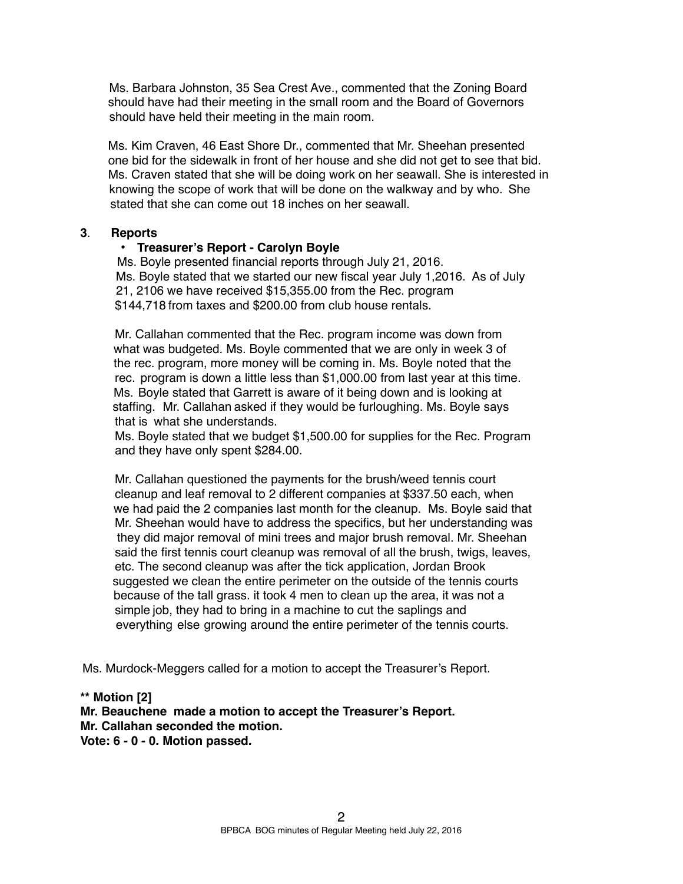Ms. Barbara Johnston, 35 Sea Crest Ave., commented that the Zoning Board should have had their meeting in the small room and the Board of Governors should have held their meeting in the main room.

Ms. Kim Craven, 46 East Shore Dr., commented that Mr. Sheehan presented one bid for the sidewalk in front of her house and she did not get to see that bid. Ms. Craven stated that she will be doing work on her seawall. She is interested in knowing the scope of work that will be done on the walkway and by who. She stated that she can come out 18 inches on her seawall.

**3. Reports**

- **Treasurer's Report - Carolyn Boyle**

Ms. Boyle presented financial reports through July 21, 2016. Ms. Boyle stated that we started our new fiscal year July 1,2016. As of July 21, 2106 we have received $15,355.00 from the Rec. program $144,718 from taxes and $200.00 from club house rentals.

Mr. Callahan commented that the Rec. program income was down from what was budgeted. Ms. Boyle commented that we are only in week 3 of the rec. program, more money will be coming in. Ms. Boyle noted that the rec. program is down a little less than $1,000.00 from last year at this time. Ms. Boyle stated that Garrett is aware of it being down and is looking at staffing. Mr. Callahan asked if they would be furloughing. Ms. Boyle says that is what she understands.
Ms. Boyle stated that we budget $1,500.00 for supplies for the Rec. Program and they have only spent $284.00.

Mr. Callahan questioned the payments for the brush/weed tennis court cleanup and leaf removal to 2 different companies at $337.50 each, when we had paid the 2 companies last month for the cleanup. Ms. Boyle said that Mr. Sheehan would have to address the specifics, but her understanding was they did major removal of mini trees and major brush removal. Mr. Sheehan said the first tennis court cleanup was removal of all the brush, twigs, leaves, etc. The second cleanup was after the tick application, Jordan Brook suggested we clean the entire perimeter on the outside of the tennis courts because of the tall grass. it took 4 men to clean up the area, it was not a simple job, they had to bring in a machine to cut the saplings and everything else growing around the entire perimeter of the tennis courts.

Ms. Murdock-Meggers called for a motion to accept the Treasurer's Report.

**\*\* Motion [2]**
**Mr. Beauchene made a motion to accept the Treasurer's Report.**
**Mr. Callahan seconded the motion.**
**Vote: 6 - 0 - 0. Motion passed.**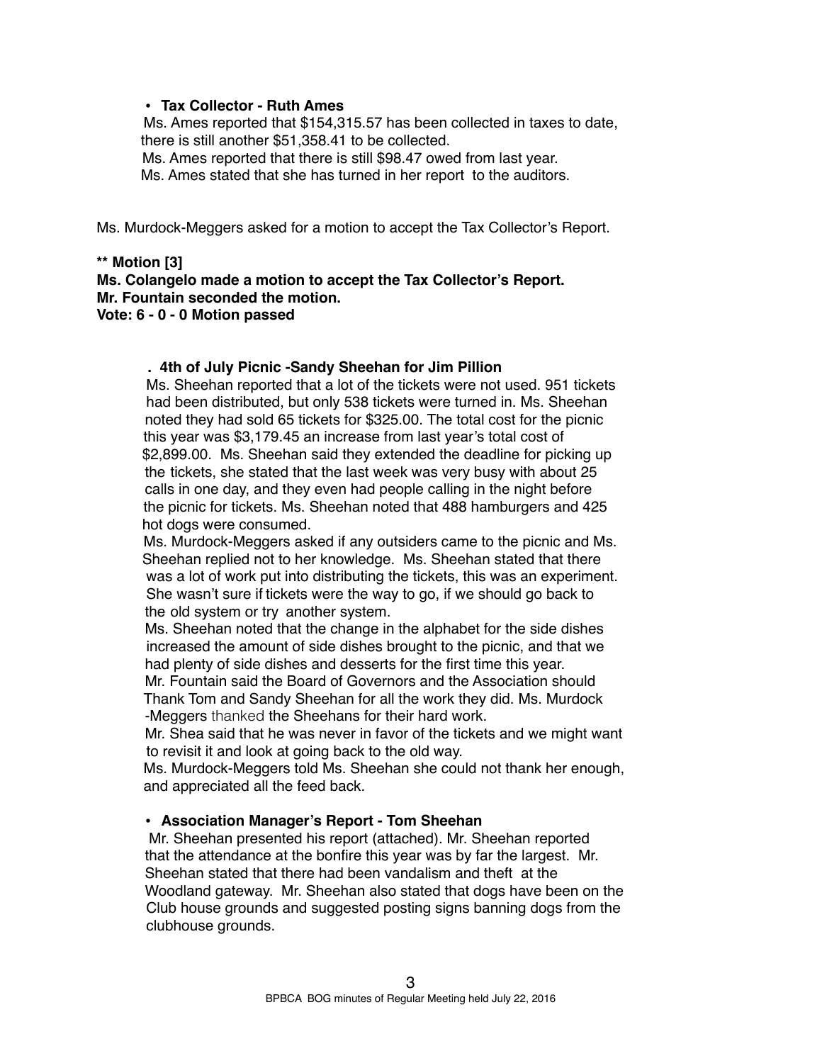- **Tax Collector - Ruth Ames**

  Ms. Ames reported that $154,315.57 has been collected in taxes to date, there is still another $51,358.41 to be collected.
  Ms. Ames reported that there is still $98.47 owed from last year.
  Ms. Ames stated that she has turned in her report to the auditors.

Ms. Murdock-Meggers asked for a motion to accept the Tax Collector's Report.

**** Motion [3]**
**Ms. Colangelo made a motion to accept the Tax Collector's Report.**
**Mr. Fountain seconded the motion.**
**Vote: 6 - 0 - 0 Motion passed**

**. 4th of July Picnic -Sandy Sheehan for Jim Pillion**

Ms. Sheehan reported that a lot of the tickets were not used. 951 tickets had been distributed, but only 538 tickets were turned in. Ms. Sheehan noted they had sold 65 tickets for $325.00. The total cost for the picnic this year was $3,179.45 an increase from last year's total cost of $2,899.00. Ms. Sheehan said they extended the deadline for picking up the tickets, she stated that the last week was very busy with about 25 calls in one day, and they even had people calling in the night before the picnic for tickets. Ms. Sheehan noted that 488 hamburgers and 425 hot dogs were consumed.

Ms. Murdock-Meggers asked if any outsiders came to the picnic and Ms. Sheehan replied not to her knowledge. Ms. Sheehan stated that there was a lot of work put into distributing the tickets, this was an experiment. She wasn't sure if tickets were the way to go, if we should go back to the old system or try another system.

Ms. Sheehan noted that the change in the alphabet for the side dishes increased the amount of side dishes brought to the picnic, and that we had plenty of side dishes and desserts for the first time this year.

Mr. Fountain said the Board of Governors and the Association should Thank Tom and Sandy Sheehan for all the work they did. Ms. Murdock-Meggers thanked the Sheehans for their hard work.

Mr. Shea said that he was never in favor of the tickets and we might want to revisit it and look at going back to the old way.

Ms. Murdock-Meggers told Ms. Sheehan she could not thank her enough, and appreciated all the feed back.

- **Association Manager's Report - Tom Sheehan**

  Mr. Sheehan presented his report (attached). Mr. Sheehan reported that the attendance at the bonfire this year was by far the largest. Mr. Sheehan stated that there had been vandalism and theft at the Woodland gateway. Mr. Sheehan also stated that dogs have been on the Club house grounds and suggested posting signs banning dogs from the clubhouse grounds.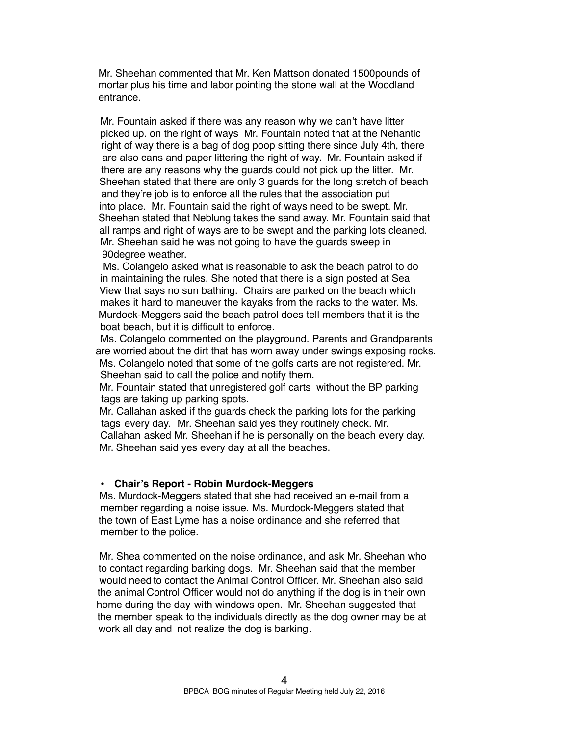Mr. Sheehan commented that Mr. Ken Mattson donated 1500pounds of mortar plus his time and labor pointing the stone wall at the Woodland entrance.

Mr. Fountain asked if there was any reason why we can't have litter picked up. on the right of ways Mr. Fountain noted that at the Nehantic right of way there is a bag of dog poop sitting there since July 4th, there are also cans and paper littering the right of way. Mr. Fountain asked if there are any reasons why the guards could not pick up the litter. Mr. Sheehan stated that there are only 3 guards for the long stretch of beach and they're job is to enforce all the rules that the association put into place. Mr. Fountain said the right of ways need to be swept. Mr. Sheehan stated that Neblung takes the sand away. Mr. Fountain said that all ramps and right of ways are to be swept and the parking lots cleaned. Mr. Sheehan said he was not going to have the guards sweep in 90degree weather.

Ms. Colangelo asked what is reasonable to ask the beach patrol to do in maintaining the rules. She noted that there is a sign posted at Sea View that says no sun bathing. Chairs are parked on the beach which makes it hard to maneuver the kayaks from the racks to the water. Ms. Murdock-Meggers said the beach patrol does tell members that it is the boat beach, but it is difficult to enforce.

Ms. Colangelo commented on the playground. Parents and Grandparents are worried about the dirt that has worn away under swings exposing rocks.

Ms. Colangelo noted that some of the golfs carts are not registered. Mr. Sheehan said to call the police and notify them.

Mr. Fountain stated that unregistered golf carts without the BP parking tags are taking up parking spots.

Mr. Callahan asked if the guards check the parking lots for the parking tags every day. Mr. Sheehan said yes they routinely check. Mr. Callahan asked Mr. Sheehan if he is personally on the beach every day. Mr. Sheehan said yes every day at all the beaches.

- **Chair's Report - Robin Murdock-Meggers**

Ms. Murdock-Meggers stated that she had received an e-mail from a member regarding a noise issue. Ms. Murdock-Meggers stated that the town of East Lyme has a noise ordinance and she referred that member to the police.

Mr. Shea commented on the noise ordinance, and ask Mr. Sheehan who to contact regarding barking dogs. Mr. Sheehan said that the member would need to contact the Animal Control Officer. Mr. Sheehan also said the animal Control Officer would not do anything if the dog is in their own home during the day with windows open. Mr. Sheehan suggested that the member speak to the individuals directly as the dog owner may be at work all day and not realize the dog is barking.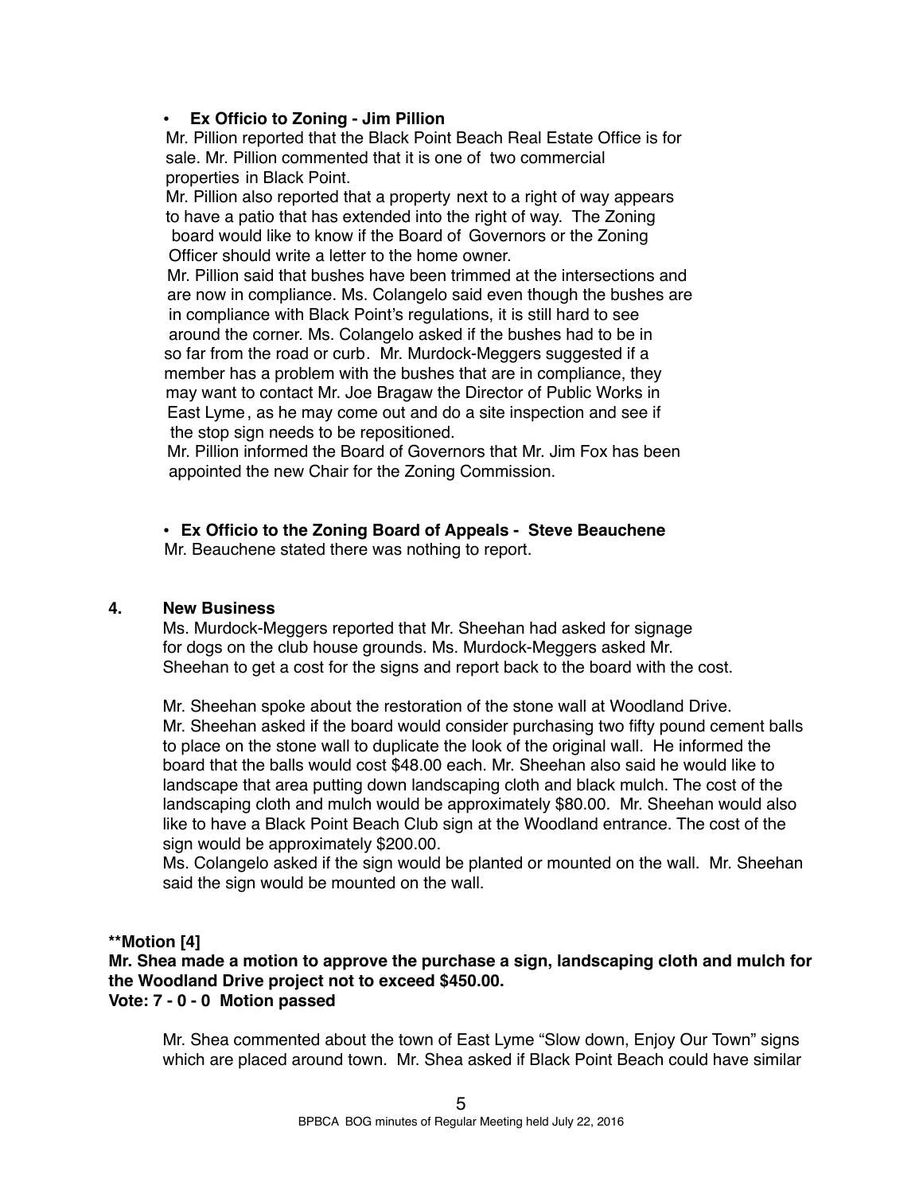- **Ex Officio to Zoning - Jim Pillion**

  Mr. Pillion reported that the Black Point Beach Real Estate Office is for sale. Mr. Pillion commented that it is one of two commercial properties in Black Point.

  Mr. Pillion also reported that a property next to a right of way appears to have a patio that has extended into the right of way. The Zoning board would like to know if the Board of Governors or the Zoning Officer should write a letter to the home owner.

  Mr. Pillion said that bushes have been trimmed at the intersections and are now in compliance. Ms. Colangelo said even though the bushes are in compliance with Black Point's regulations, it is still hard to see around the corner. Ms. Colangelo asked if the bushes had to be in so far from the road or curb. Mr. Murdock-Meggers suggested if a member has a problem with the bushes that are in compliance, they may want to contact Mr. Joe Bragaw the Director of Public Works in East Lyme, as he may come out and do a site inspection and see if the stop sign needs to be repositioned.

  Mr. Pillion informed the Board of Governors that Mr. Jim Fox has been appointed the new Chair for the Zoning Commission.

- **Ex Officio to the Zoning Board of Appeals - Steve Beauchene**

  Mr. Beauchene stated there was nothing to report.

## 4. New Business

Ms. Murdock-Meggers reported that Mr. Sheehan had asked for signage for dogs on the club house grounds. Ms. Murdock-Meggers asked Mr. Sheehan to get a cost for the signs and report back to the board with the cost.

Mr. Sheehan spoke about the restoration of the stone wall at Woodland Drive. Mr. Sheehan asked if the board would consider purchasing two fifty pound cement balls to place on the stone wall to duplicate the look of the original wall. He informed the board that the balls would cost $48.00 each. Mr. Sheehan also said he would like to landscape that area putting down landscaping cloth and black mulch. The cost of the landscaping cloth and mulch would be approximately $80.00. Mr. Sheehan would also like to have a Black Point Beach Club sign at the Woodland entrance. The cost of the sign would be approximately $200.00.

Ms. Colangelo asked if the sign would be planted or mounted on the wall. Mr. Sheehan said the sign would be mounted on the wall.

**\*\*Motion [4]**
**Mr. Shea made a motion to approve the purchase a sign, landscaping cloth and mulch for the Woodland Drive project not to exceed $450.00.**
**Vote: 7 - 0 - 0 Motion passed**

Mr. Shea commented about the town of East Lyme "Slow down, Enjoy Our Town" signs which are placed around town. Mr. Shea asked if Black Point Beach could have similar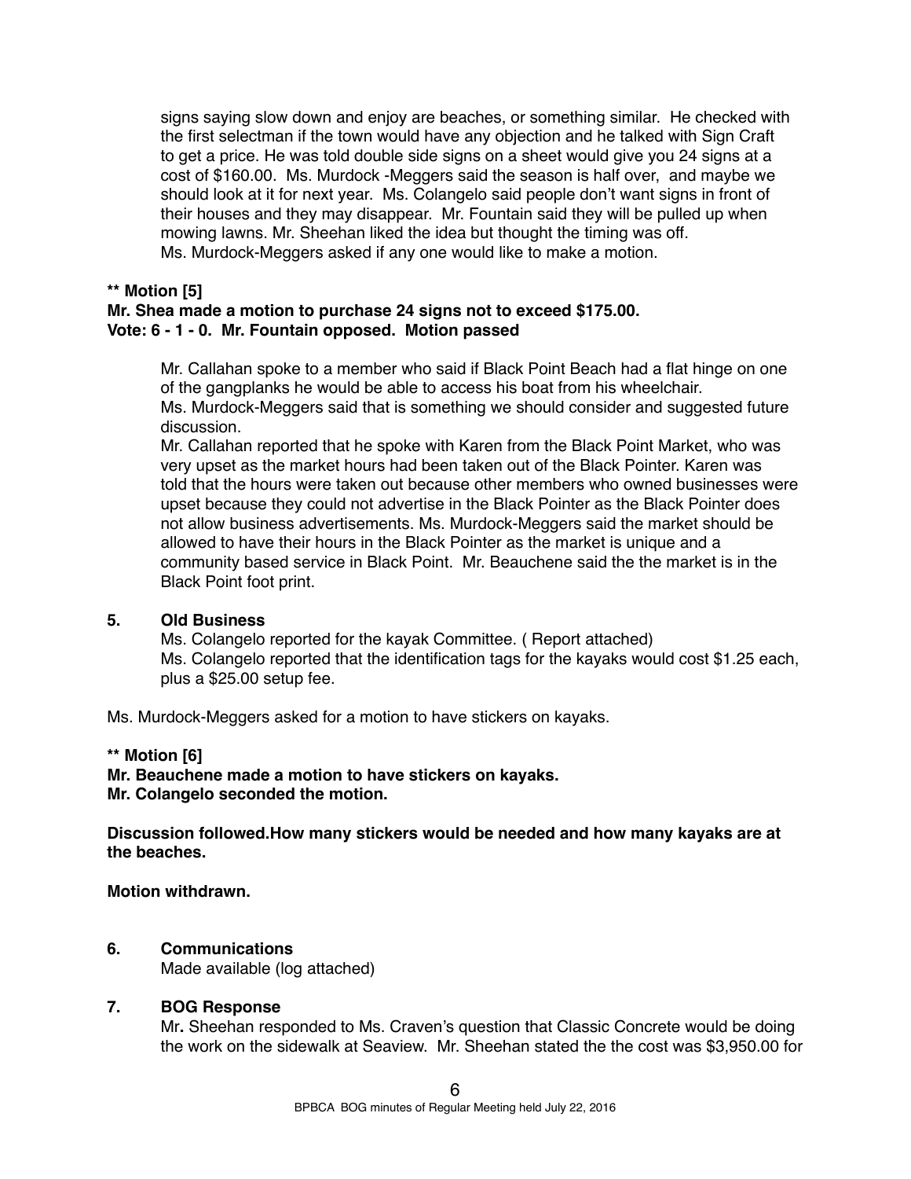signs saying slow down and enjoy are beaches, or something similar. He checked with the first selectman if the town would have any objection and he talked with Sign Craft to get a price. He was told double side signs on a sheet would give you 24 signs at a cost of $160.00. Ms. Murdock -Meggers said the season is half over, and maybe we should look at it for next year. Ms. Colangelo said people don't want signs in front of their houses and they may disappear. Mr. Fountain said they will be pulled up when mowing lawns. Mr. Sheehan liked the idea but thought the timing was off. Ms. Murdock-Meggers asked if any one would like to make a motion.

**** Motion [5]**
**Mr. Shea made a motion to purchase 24 signs not to exceed $175.00.**
**Vote: 6 - 1 - 0. Mr. Fountain opposed. Motion passed**

Mr. Callahan spoke to a member who said if Black Point Beach had a flat hinge on one of the gangplanks he would be able to access his boat from his wheelchair. Ms. Murdock-Meggers said that is something we should consider and suggested future discussion.

Mr. Callahan reported that he spoke with Karen from the Black Point Market, who was very upset as the market hours had been taken out of the Black Pointer. Karen was told that the hours were taken out because other members who owned businesses were upset because they could not advertise in the Black Pointer as the Black Pointer does not allow business advertisements. Ms. Murdock-Meggers said the market should be allowed to have their hours in the Black Pointer as the market is unique and a community based service in Black Point. Mr. Beauchene said the the market is in the Black Point foot print.

**5. Old Business**

Ms. Colangelo reported for the kayak Committee. ( Report attached)
Ms. Colangelo reported that the identification tags for the kayaks would cost $1.25 each, plus a $25.00 setup fee.

Ms. Murdock-Meggers asked for a motion to have stickers on kayaks.

**** Motion [6]**
**Mr. Beauchene made a motion to have stickers on kayaks.**
**Mr. Colangelo seconded the motion.**

**Discussion followed.How many stickers would be needed and how many kayaks are at the beaches.**

**Motion withdrawn.**

**6. Communications**

Made available (log attached)

**7. BOG Response**

Mr**.** Sheehan responded to Ms. Craven's question that Classic Concrete would be doing the work on the sidewalk at Seaview. Mr. Sheehan stated the the cost was $3,950.00 for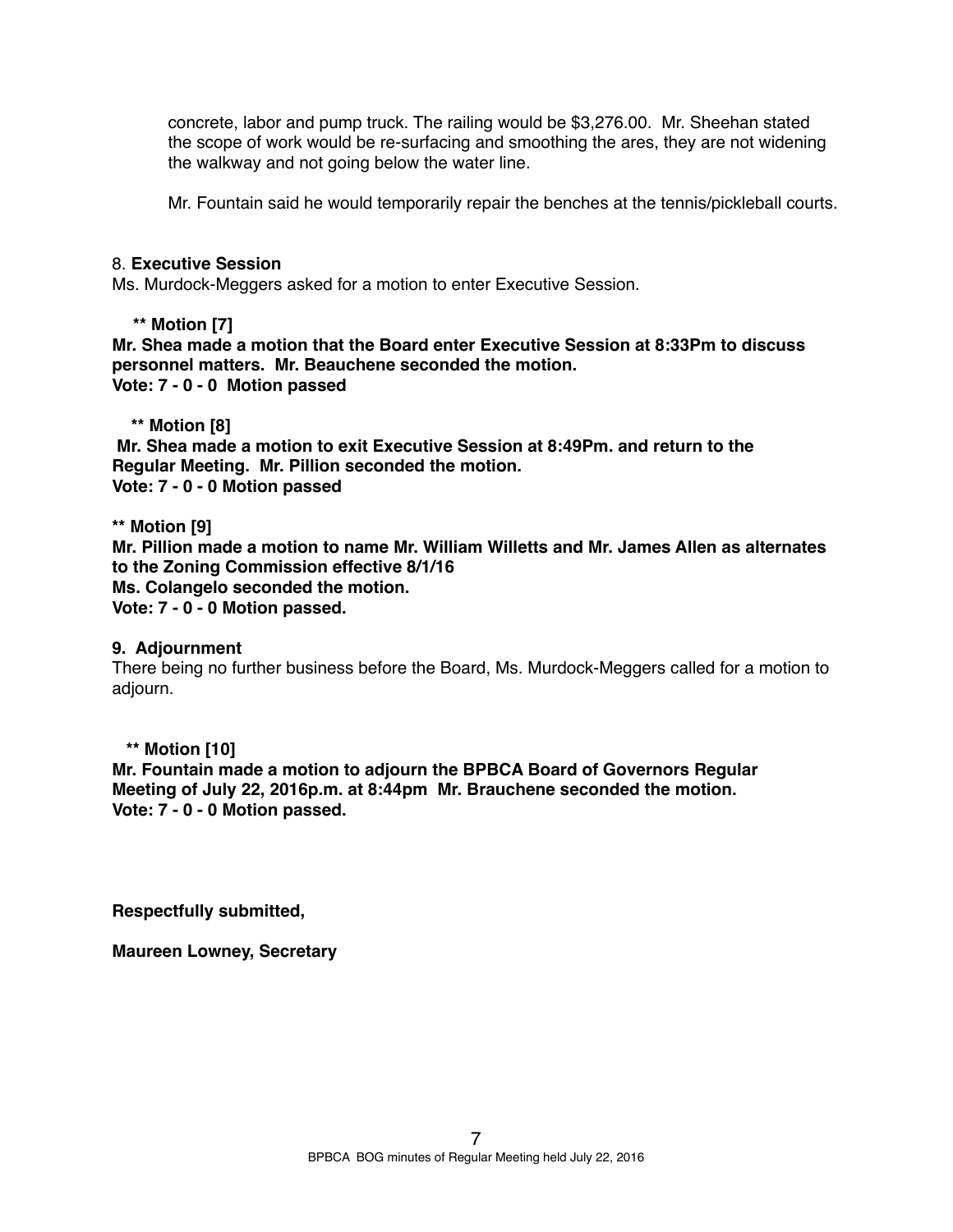concrete, labor and pump truck. The railing would be $3,276.00. Mr. Sheehan stated the scope of work would be re-surfacing and smoothing the ares, they are not widening the walkway and not going below the water line.

Mr. Fountain said he would temporarily repair the benches at the tennis/pickleball courts.

8. **Executive Session**

Ms. Murdock-Meggers asked for a motion to enter Executive Session.

**** Motion [7]**

**Mr. Shea made a motion that the Board enter Executive Session at 8:33Pm to discuss personnel matters. Mr. Beauchene seconded the motion.**
**Vote: 7 - 0 - 0 Motion passed**

**** Motion [8]**

**Mr. Shea made a motion to exit Executive Session at 8:49Pm. and return to the Regular Meeting. Mr. Pillion seconded the motion.**
**Vote: 7 - 0 - 0 Motion passed**

**** Motion [9]**

**Mr. Pillion made a motion to name Mr. William Willetts and Mr. James Allen as alternates to the Zoning Commission effective 8/1/16**
**Ms. Colangelo seconded the motion.**
**Vote: 7 - 0 - 0 Motion passed.**

**9. Adjournment**

There being no further business before the Board, Ms. Murdock-Meggers called for a motion to adjourn.

**** Motion [10]**

**Mr. Fountain made a motion to adjourn the BPBCA Board of Governors Regular Meeting of July 22, 2016p.m. at 8:44pm Mr. Brauchene seconded the motion.**
**Vote: 7 - 0 - 0 Motion passed.**

**Respectfully submitted,**

**Maureen Lowney, Secretary**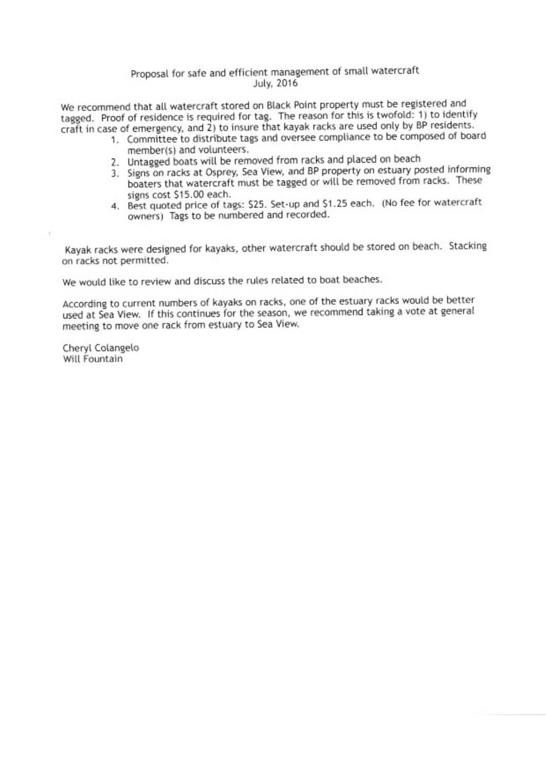Proposal for safe and efficient management of small watercraft
July, 2016

We recommend that all watercraft stored on Black Point property must be registered and tagged. Proof of residence is required for tag. The reason for this is twofold: 1) to identify craft in case of emergency, and 2) to insure that kayak racks are used only by BP residents.

1. Committee to distribute tags and oversee compliance to be composed of board member(s) and volunteers.
2. Untagged boats will be removed from racks and placed on beach
3. Signs on racks at Osprey, Sea View, and BP property on estuary posted informing boaters that watercraft must be tagged or will be removed from racks. These signs cost $15.00 each.
4. Best quoted price of tags: $25. Set-up and $1.25 each. (No fee for watercraft owners) Tags to be numbered and recorded.

Kayak racks were designed for kayaks, other watercraft should be stored on beach. Stacking on racks not permitted.

We would like to review and discuss the rules related to boat beaches.

According to current numbers of kayaks on racks, one of the estuary racks would be better used at Sea View. If this continues for the season, we recommend taking a vote at general meeting to move one rack from estuary to Sea View.

Cheryl Colangelo
Will Fountain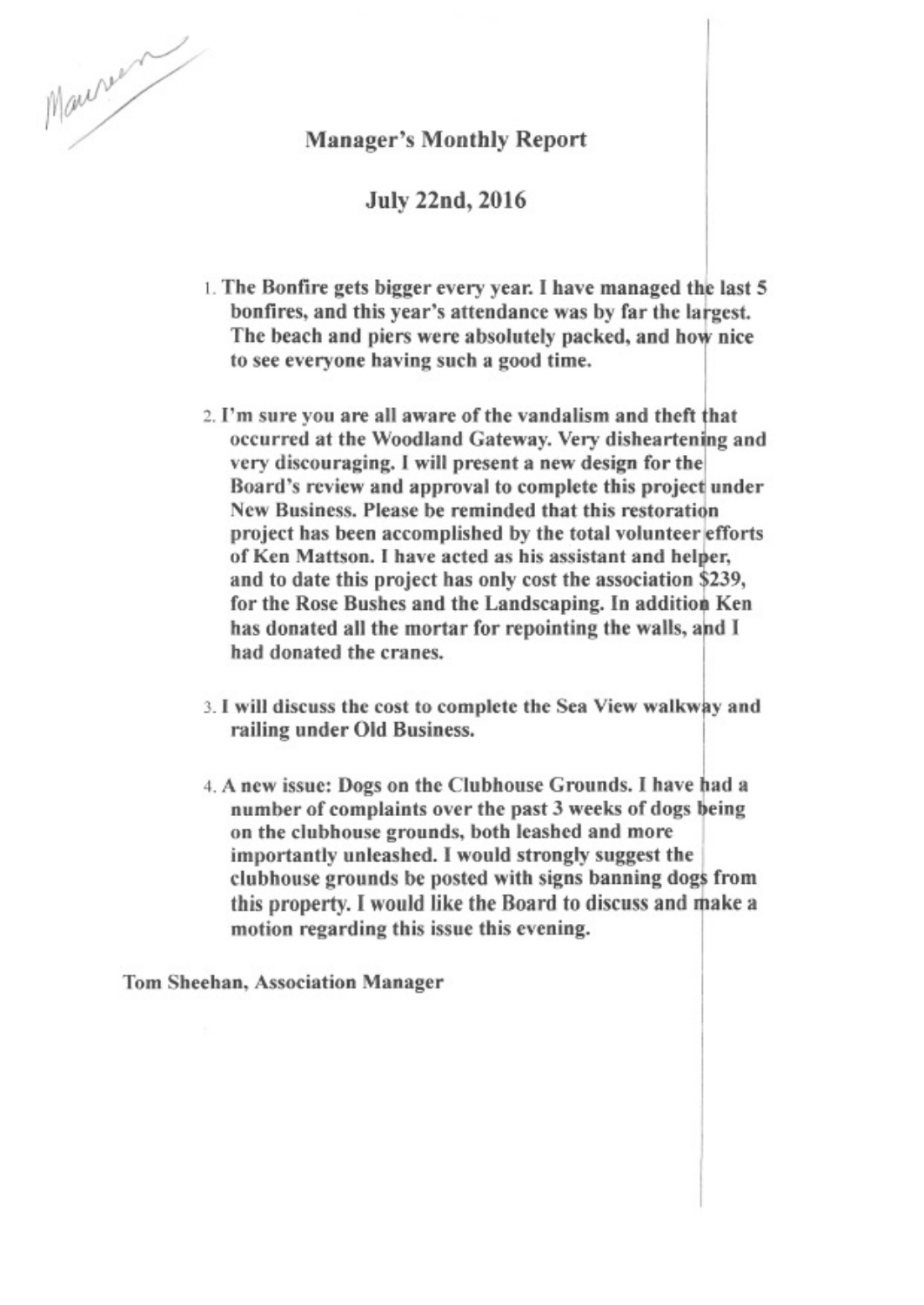Maureen

# Manager's Monthly Report

## July 22nd, 2016

1. **The Bonfire gets bigger every year. I have managed the last 5 bonfires, and this year's attendance was by far the largest. The beach and piers were absolutely packed, and how nice to see everyone having such a good time.**

2. **I'm sure you are all aware of the vandalism and theft that occurred at the Woodland Gateway. Very disheartening and very discouraging. I will present a new design for the Board's review and approval to complete this project under New Business. Please be reminded that this restoration project has been accomplished by the total volunteer efforts of Ken Mattson. I have acted as his assistant and helper, and to date this project has only cost the association $239, for the Rose Bushes and the Landscaping. In addition Ken has donated all the mortar for repointing the walls, and I had donated the cranes.**

3. **I will discuss the cost to complete the Sea View walkway and railing under Old Business.**

4. **A new issue: Dogs on the Clubhouse Grounds. I have had a number of complaints over the past 3 weeks of dogs being on the clubhouse grounds, both leashed and more importantly unleashed. I would strongly suggest the clubhouse grounds be posted with signs banning dogs from this property. I would like the Board to discuss and make a motion regarding this issue this evening.**

**Tom Sheehan, Association Manager**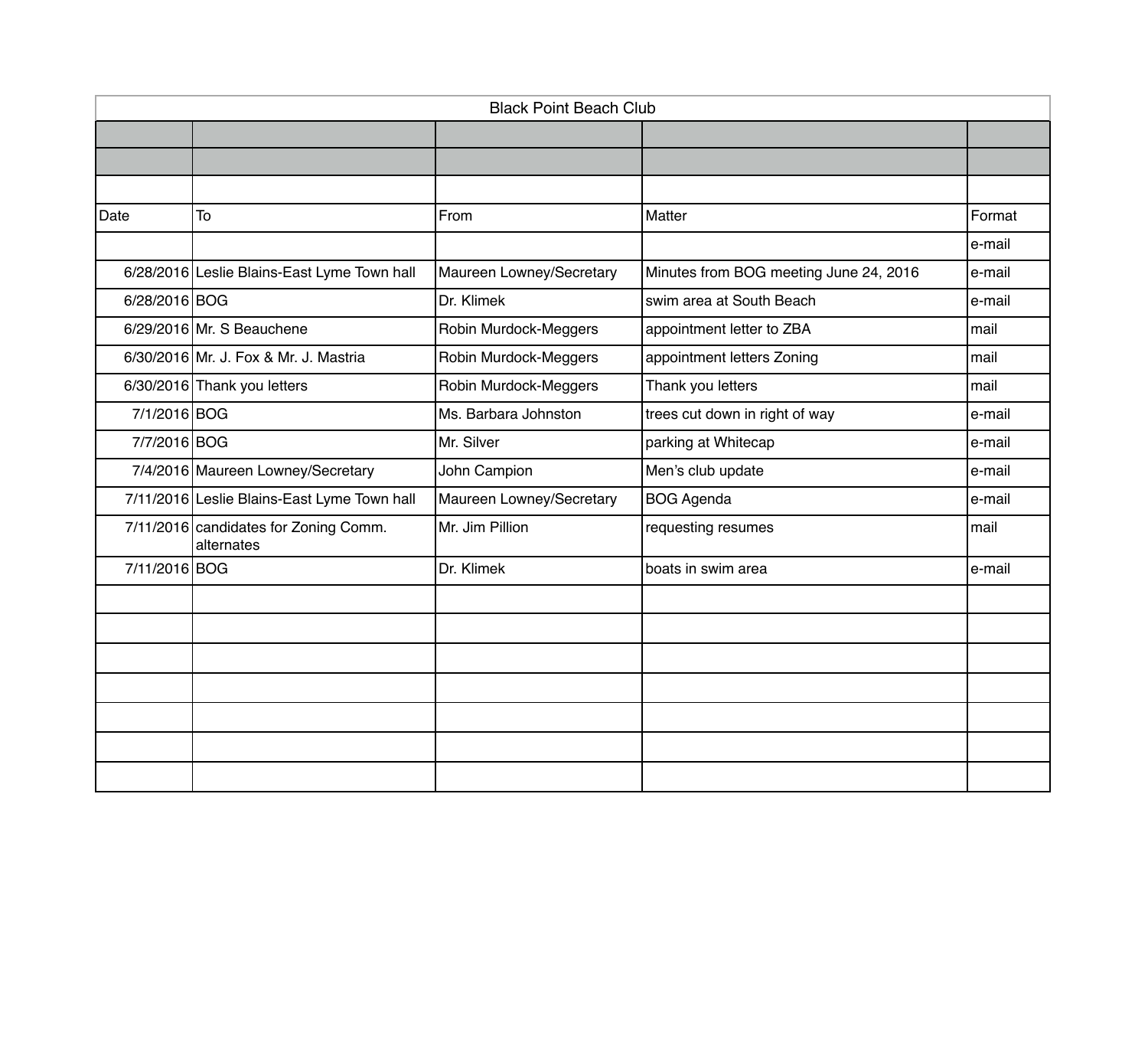Black Point Beach Club

| Date | To | From | Matter | Format |
|---|---|---|---|---|
| | | | | e-mail |
| 6/28/2016 | Leslie Blains-East Lyme Town hall | Maureen Lowney/Secretary | Minutes from BOG meeting June 24, 2016 | e-mail |
| 6/28/2016 | BOG | Dr. Klimek | swim area at South Beach | e-mail |
| 6/29/2016 | Mr. S Beauchene | Robin Murdock-Meggers | appointment letter to ZBA | mail |
| 6/30/2016 | Mr. J. Fox & Mr. J. Mastria | Robin Murdock-Meggers | appointment letters Zoning | mail |
| 6/30/2016 | Thank you letters | Robin Murdock-Meggers | Thank you letters | mail |
| 7/1/2016 | BOG | Ms. Barbara Johnston | trees cut down in right of way | e-mail |
| 7/7/2016 | BOG | Mr. Silver | parking at Whitecap | e-mail |
| 7/4/2016 | Maureen Lowney/Secretary | John Campion | Men's club update | e-mail |
| 7/11/2016 | Leslie Blains-East Lyme Town hall | Maureen Lowney/Secretary | BOG Agenda | e-mail |
| 7/11/2016 | candidates for Zoning Comm. alternates | Mr. Jim Pillion | requesting resumes | mail |
| 7/11/2016 | BOG | Dr. Klimek | boats in swim area | e-mail |